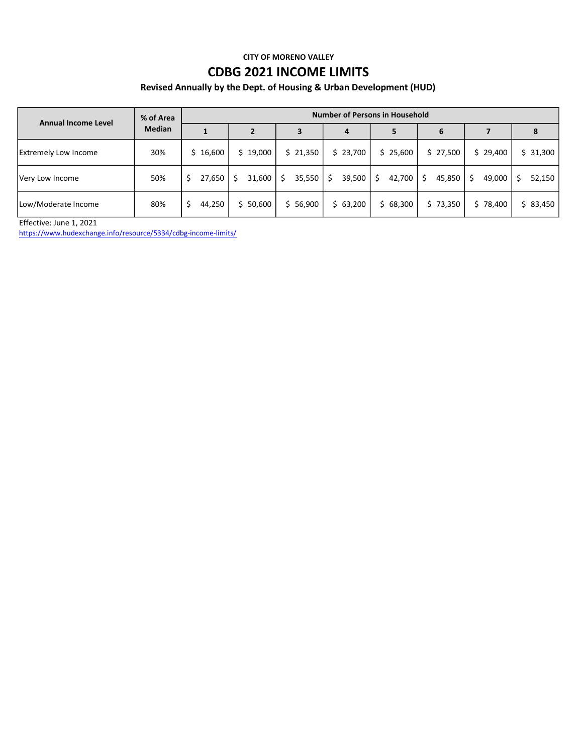CITY OF MORENO VALLEY

# CDBG 2021 INCOME LIMITS

**Revised Annually by the Dept. of Housing & Urban Development (HUD)**

| Annual Income Level | % of Area Median | Number of Persons in Household | | | | | | | |
|---|---|---|---|---|---|---|---|---|---|
| | | 1 | 2 | 3 | 4 | 5 | 6 | 7 | 8 |
| Extremely Low Income | 30% | $ 16,600 | $ 19,000 | $ 21,350 | $ 23,700 | $ 25,600 | $ 27,500 | $ 29,400 | $ 31,300 |
| Very Low Income | 50% | $ 27,650 | $ 31,600 | $ 35,550 | $ 39,500 | $ 42,700 | $ 45,850 | $ 49,000 | $ 52,150 |
| Low/Moderate Income | 80% | $ 44,250 | $ 50,600 | $ 56,900 | $ 63,200 | $ 68,300 | $ 73,350 | $ 78,400 | $ 83,450 |

Effective: June 1, 2021

https://www.hudexchange.info/resource/5334/cdbg-income-limits/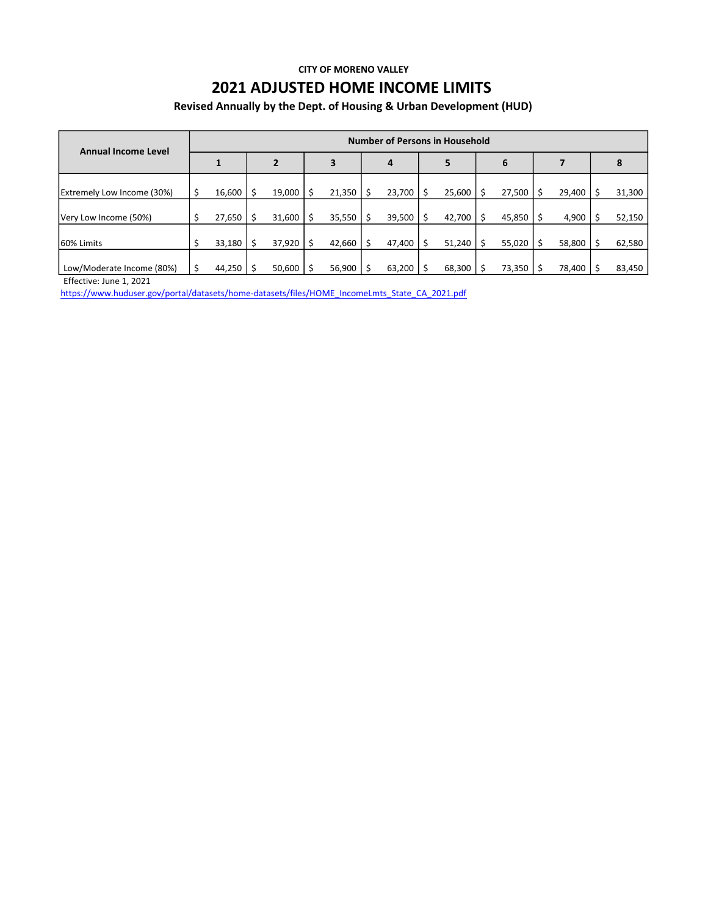**CITY OF MORENO VALLEY**

# 2021 ADJUSTED HOME INCOME LIMITS

**Revised Annually by the Dept. of Housing & Urban Development (HUD)**

| Annual Income Level | Number of Persons in Household | | | | | | | |
|---|---|---|---|---|---|---|---|---|
| | 1 | 2 | 3 | 4 | 5 | 6 | 7 | 8 |
| Extremely Low Income (30%) | $ 16,600 | $ 19,000 | $ 21,350 | $ 23,700 | $ 25,600 | $ 27,500 | $ 29,400 | $ 31,300 |
| Very Low Income (50%) | $ 27,650 | $ 31,600 | $ 35,550 | $ 39,500 | $ 42,700 | $ 45,850 | $ 4,900 | $ 52,150 |
| 60% Limits | $ 33,180 | $ 37,920 | $ 42,660 | $ 47,400 | $ 51,240 | $ 55,020 | $ 58,800 | $ 62,580 |
| Low/Moderate Income (80%) | $ 44,250 | $ 50,600 | $ 56,900 | $ 63,200 | $ 68,300 | $ 73,350 | $ 78,400 | $ 83,450 |

Effective: June 1, 2021

https://www.huduser.gov/portal/datasets/home-datasets/files/HOME_IncomeLmts_State_CA_2021.pdf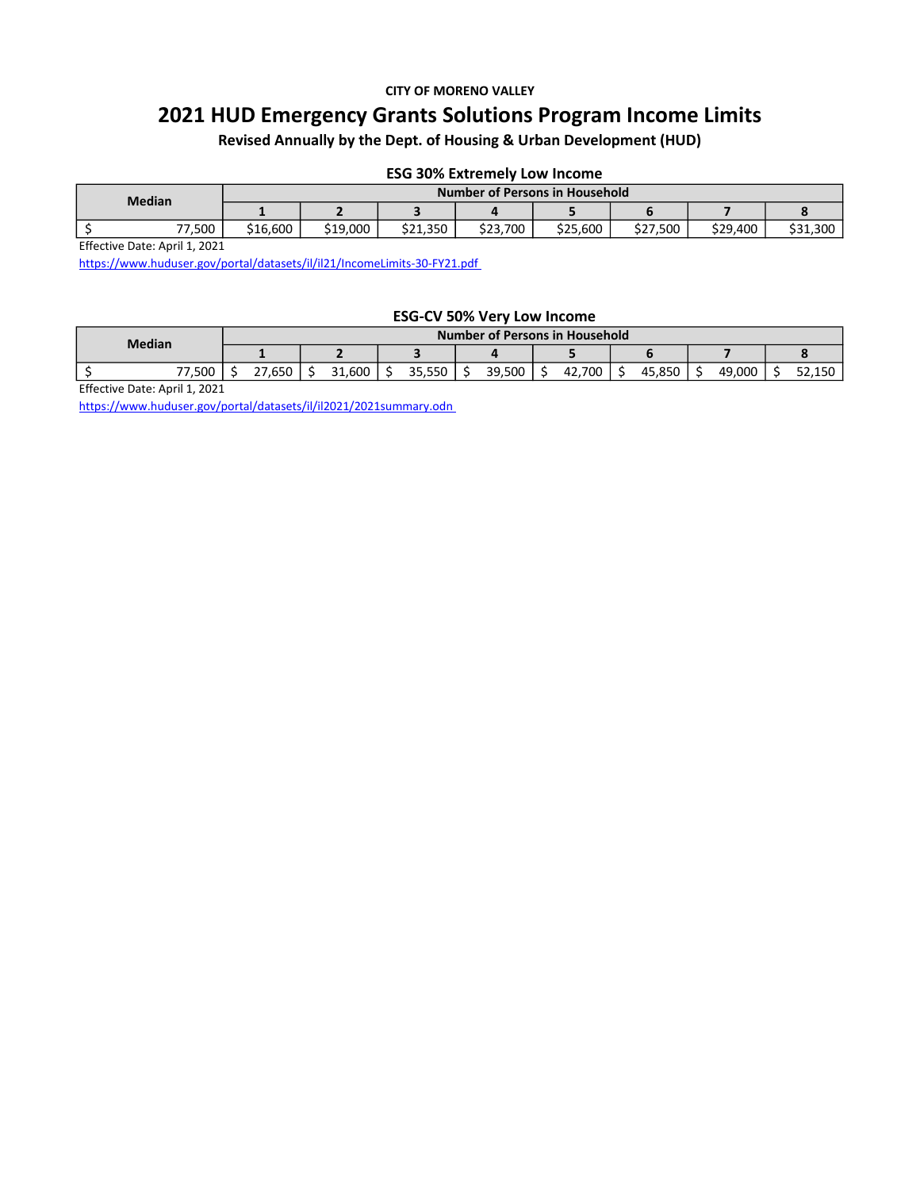**CITY OF MORENO VALLEY**

# 2021 HUD Emergency Grants Solutions Program Income Limits

**Revised Annually by the Dept. of Housing & Urban Development (HUD)**

### ESG 30% Extremely Low Income

| Median | Number of Persons in Household | | | | | | | |
|---|---|---|---|---|---|---|---|---|
| | 1 | 2 | 3 | 4 | 5 | 6 | 7 | 8 |
| $ 77,500 | $16,600 | $19,000 | $21,350 | $23,700 | $25,600 | $27,500 | $29,400 | $31,300 |

Effective Date: April 1, 2021

https://www.huduser.gov/portal/datasets/il/il21/IncomeLimits-30-FY21.pdf

### ESG-CV 50% Very Low Income

| Median | Number of Persons in Household | | | | | | | |
|---|---|---|---|---|---|---|---|---|
| | 1 | 2 | 3 | 4 | 5 | 6 | 7 | 8 |
| $ 77,500 | $ 27,650 | $ 31,600 | $ 35,550 | $ 39,500 | $ 42,700 | $ 45,850 | $ 49,000 | $ 52,150 |

Effective Date: April 1, 2021

https://www.huduser.gov/portal/datasets/il/il2021/2021summary.odn